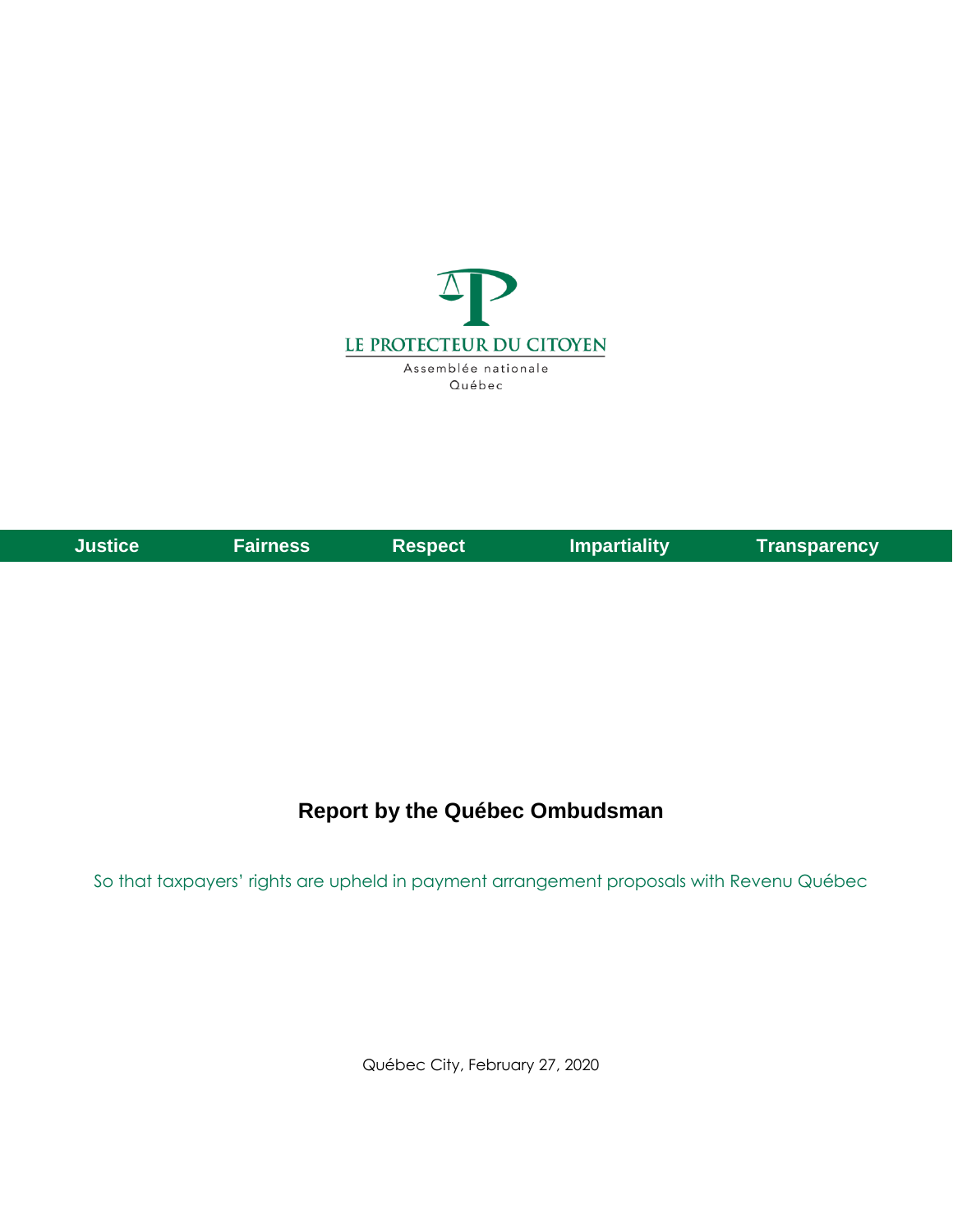LE PROTECTEUR DU CITOYEN

Assemblée nationale
Québec

**Justice** **Fairness** **Respect** **Impartiality** **Transparency**

# Report by the Québec Ombudsman

So that taxpayers' rights are upheld in payment arrangement proposals with Revenu Québec

Québec City, February 27, 2020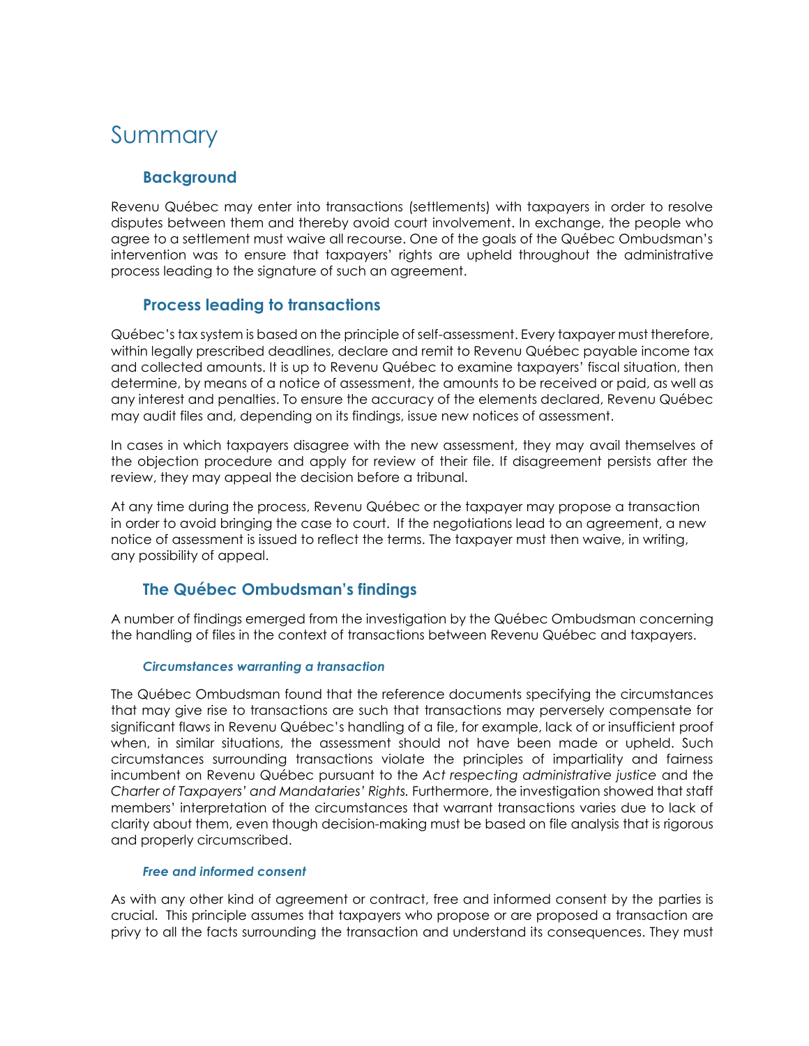# Summary

## Background

Revenu Québec may enter into transactions (settlements) with taxpayers in order to resolve disputes between them and thereby avoid court involvement. In exchange, the people who agree to a settlement must waive all recourse. One of the goals of the Québec Ombudsman's intervention was to ensure that taxpayers' rights are upheld throughout the administrative process leading to the signature of such an agreement.

## Process leading to transactions

Québec's tax system is based on the principle of self-assessment. Every taxpayer must therefore, within legally prescribed deadlines, declare and remit to Revenu Québec payable income tax and collected amounts. It is up to Revenu Québec to examine taxpayers' fiscal situation, then determine, by means of a notice of assessment, the amounts to be received or paid, as well as any interest and penalties. To ensure the accuracy of the elements declared, Revenu Québec may audit files and, depending on its findings, issue new notices of assessment.

In cases in which taxpayers disagree with the new assessment, they may avail themselves of the objection procedure and apply for review of their file. If disagreement persists after the review, they may appeal the decision before a tribunal.

At any time during the process, Revenu Québec or the taxpayer may propose a transaction in order to avoid bringing the case to court. If the negotiations lead to an agreement, a new notice of assessment is issued to reflect the terms. The taxpayer must then waive, in writing, any possibility of appeal.

## The Québec Ombudsman's findings

A number of findings emerged from the investigation by the Québec Ombudsman concerning the handling of files in the context of transactions between Revenu Québec and taxpayers.

### *Circumstances warranting a transaction*

The Québec Ombudsman found that the reference documents specifying the circumstances that may give rise to transactions are such that transactions may perversely compensate for significant flaws in Revenu Québec's handling of a file, for example, lack of or insufficient proof when, in similar situations, the assessment should not have been made or upheld. Such circumstances surrounding transactions violate the principles of impartiality and fairness incumbent on Revenu Québec pursuant to the *Act respecting administrative justice* and the *Charter of Taxpayers' and Mandataries' Rights.* Furthermore, the investigation showed that staff members' interpretation of the circumstances that warrant transactions varies due to lack of clarity about them, even though decision-making must be based on file analysis that is rigorous and properly circumscribed.

### *Free and informed consent*

As with any other kind of agreement or contract, free and informed consent by the parties is crucial. This principle assumes that taxpayers who propose or are proposed a transaction are privy to all the facts surrounding the transaction and understand its consequences. They must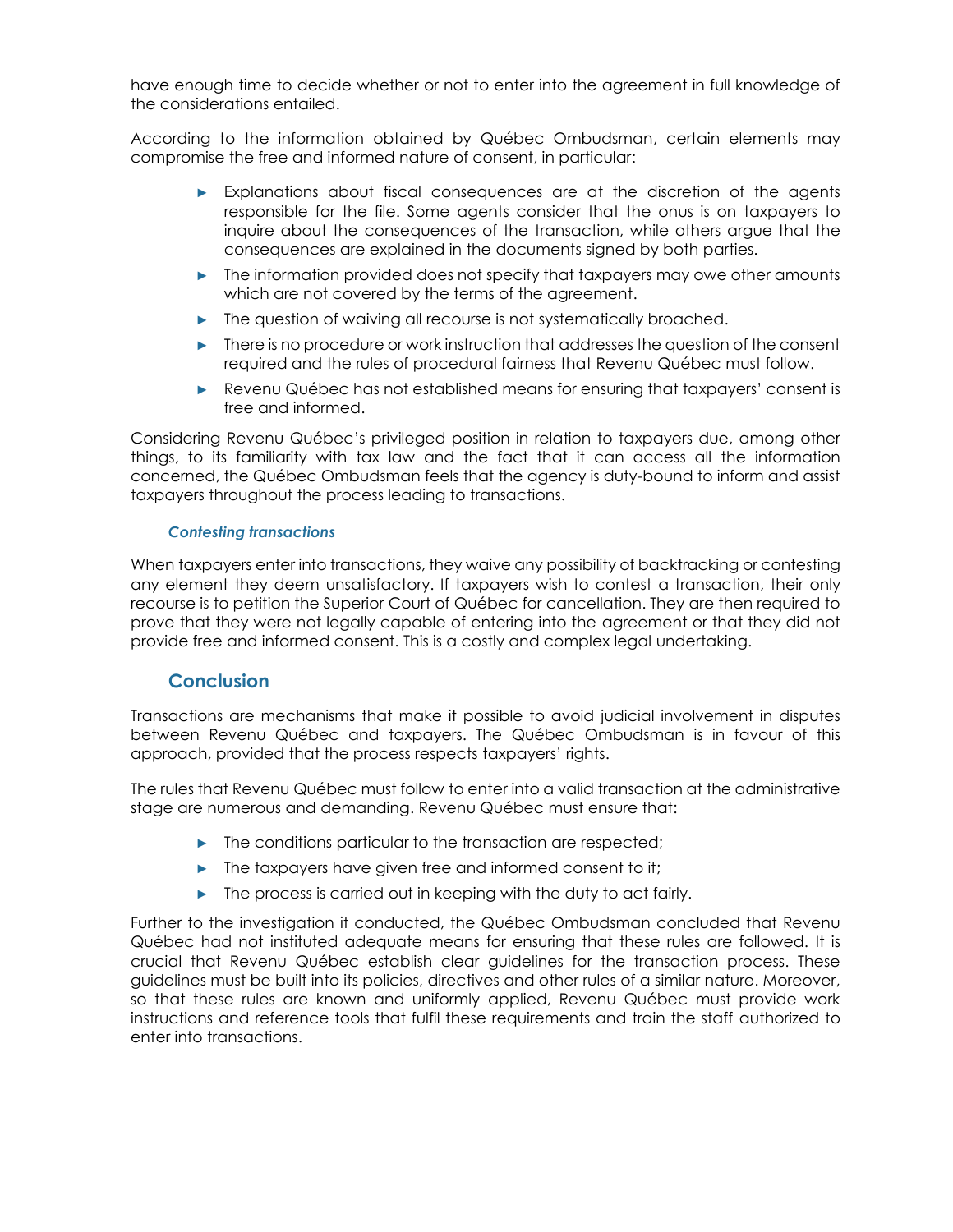have enough time to decide whether or not to enter into the agreement in full knowledge of the considerations entailed.

According to the information obtained by Québec Ombudsman, certain elements may compromise the free and informed nature of consent, in particular:

- Explanations about fiscal consequences are at the discretion of the agents responsible for the file. Some agents consider that the onus is on taxpayers to inquire about the consequences of the transaction, while others argue that the consequences are explained in the documents signed by both parties.
- The information provided does not specify that taxpayers may owe other amounts which are not covered by the terms of the agreement.
- The question of waiving all recourse is not systematically broached.
- There is no procedure or work instruction that addresses the question of the consent required and the rules of procedural fairness that Revenu Québec must follow.
- Revenu Québec has not established means for ensuring that taxpayers' consent is free and informed.

Considering Revenu Québec's privileged position in relation to taxpayers due, among other things, to its familiarity with tax law and the fact that it can access all the information concerned, the Québec Ombudsman feels that the agency is duty-bound to inform and assist taxpayers throughout the process leading to transactions.

#### *Contesting transactions*

When taxpayers enter into transactions, they waive any possibility of backtracking or contesting any element they deem unsatisfactory. If taxpayers wish to contest a transaction, their only recourse is to petition the Superior Court of Québec for cancellation. They are then required to prove that they were not legally capable of entering into the agreement or that they did not provide free and informed consent. This is a costly and complex legal undertaking.

## Conclusion

Transactions are mechanisms that make it possible to avoid judicial involvement in disputes between Revenu Québec and taxpayers. The Québec Ombudsman is in favour of this approach, provided that the process respects taxpayers' rights.

The rules that Revenu Québec must follow to enter into a valid transaction at the administrative stage are numerous and demanding. Revenu Québec must ensure that:

- The conditions particular to the transaction are respected;
- The taxpayers have given free and informed consent to it;
- The process is carried out in keeping with the duty to act fairly.

Further to the investigation it conducted, the Québec Ombudsman concluded that Revenu Québec had not instituted adequate means for ensuring that these rules are followed. It is crucial that Revenu Québec establish clear guidelines for the transaction process. These guidelines must be built into its policies, directives and other rules of a similar nature. Moreover, so that these rules are known and uniformly applied, Revenu Québec must provide work instructions and reference tools that fulfil these requirements and train the staff authorized to enter into transactions.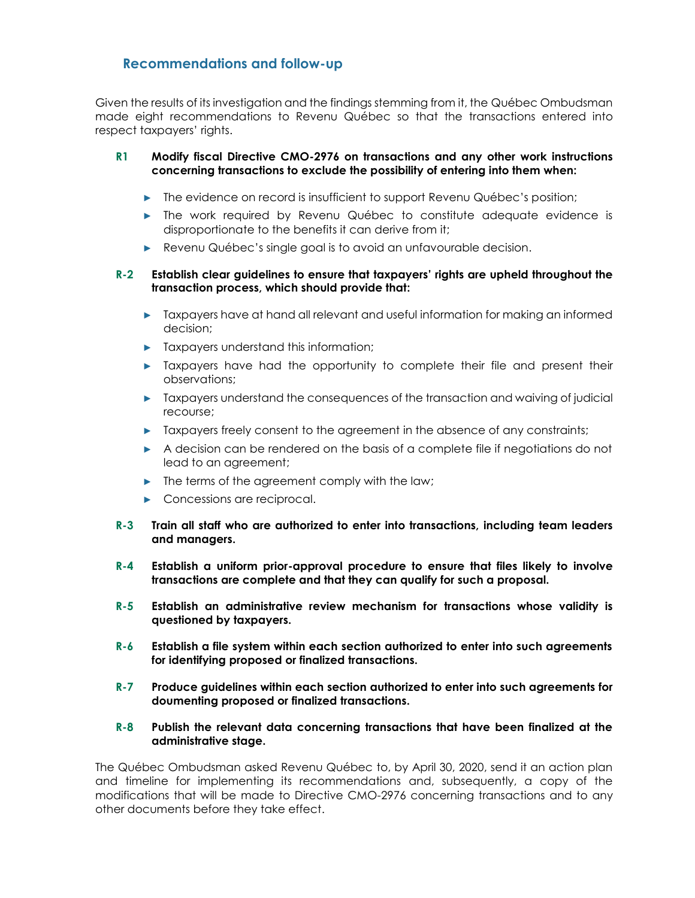## Recommendations and follow-up

Given the results of its investigation and the findings stemming from it, the Québec Ombudsman made eight recommendations to Revenu Québec so that the transactions entered into respect taxpayers' rights.

**R1 Modify fiscal Directive CMO-2976 on transactions and any other work instructions concerning transactions to exclude the possibility of entering into them when:**

- The evidence on record is insufficient to support Revenu Québec's position;
- The work required by Revenu Québec to constitute adequate evidence is disproportionate to the benefits it can derive from it;
- Revenu Québec's single goal is to avoid an unfavourable decision.

**R-2 Establish clear guidelines to ensure that taxpayers' rights are upheld throughout the transaction process, which should provide that:**

- Taxpayers have at hand all relevant and useful information for making an informed decision;
- Taxpayers understand this information;
- Taxpayers have had the opportunity to complete their file and present their observations;
- Taxpayers understand the consequences of the transaction and waiving of judicial recourse;
- Taxpayers freely consent to the agreement in the absence of any constraints;
- A decision can be rendered on the basis of a complete file if negotiations do not lead to an agreement;
- The terms of the agreement comply with the law;
- Concessions are reciprocal.

**R-3 Train all staff who are authorized to enter into transactions, including team leaders and managers.**

**R-4 Establish a uniform prior-approval procedure to ensure that files likely to involve transactions are complete and that they can qualify for such a proposal.**

**R-5 Establish an administrative review mechanism for transactions whose validity is questioned by taxpayers.**

**R-6 Establish a file system within each section authorized to enter into such agreements for identifying proposed or finalized transactions.**

**R-7 Produce guidelines within each section authorized to enter into such agreements for doumenting proposed or finalized transactions.**

**R-8 Publish the relevant data concerning transactions that have been finalized at the administrative stage.**

The Québec Ombudsman asked Revenu Québec to, by April 30, 2020, send it an action plan and timeline for implementing its recommendations and, subsequently, a copy of the modifications that will be made to Directive CMO-2976 concerning transactions and to any other documents before they take effect.